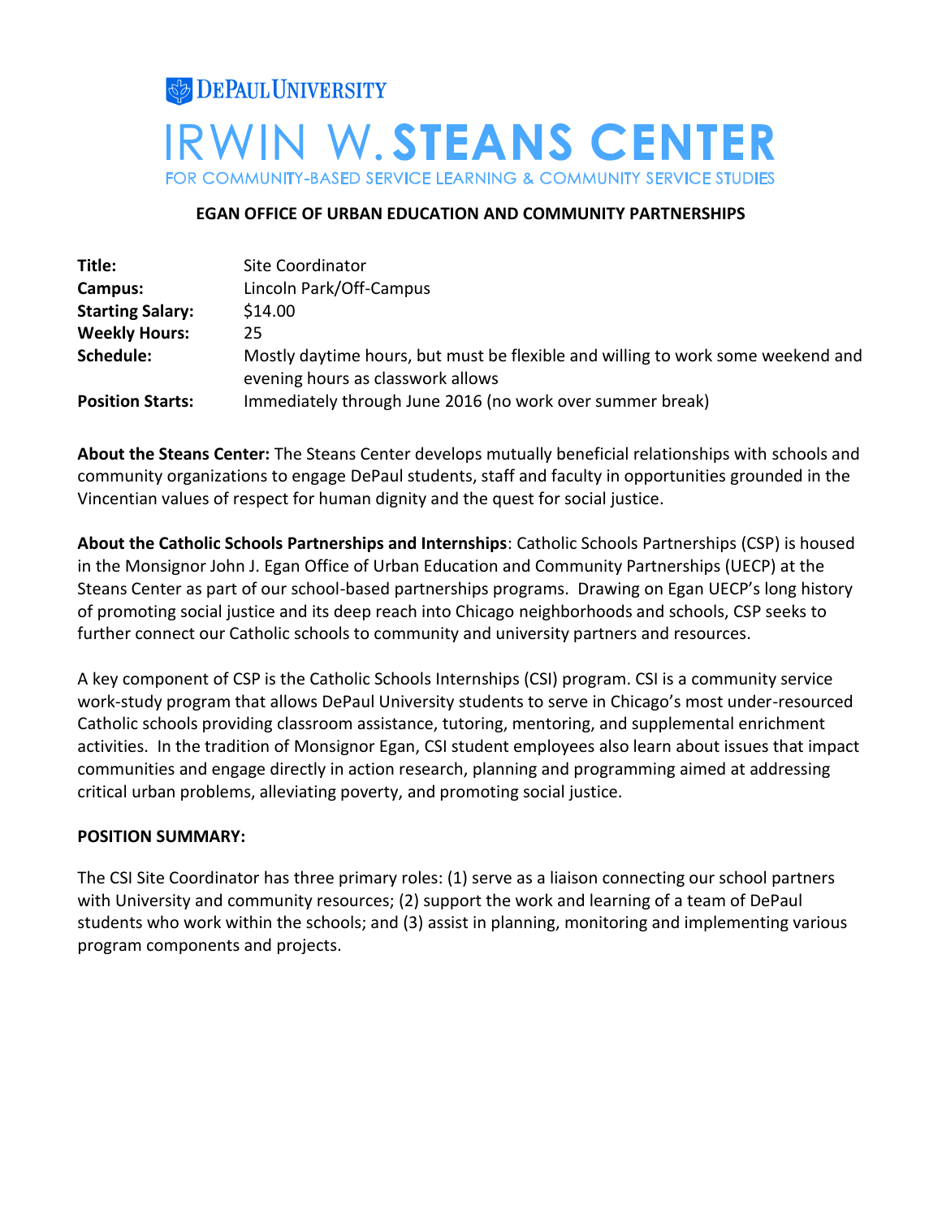DEPAUL UNIVERSITY

# IRWIN W. STEANS CENTER

FOR COMMUNITY-BASED SERVICE LEARNING & COMMUNITY SERVICE STUDIES

## EGAN OFFICE OF URBAN EDUCATION AND COMMUNITY PARTNERSHIPS

| | |
|---|---|
| **Title:** | Site Coordinator |
| **Campus:** | Lincoln Park/Off-Campus |
| **Starting Salary:** | $14.00 |
| **Weekly Hours:** | 25 |
| **Schedule:** | Mostly daytime hours, but must be flexible and willing to work some weekend and evening hours as classwork allows |
| **Position Starts:** | Immediately through June 2016 (no work over summer break) |

**About the Steans Center:** The Steans Center develops mutually beneficial relationships with schools and community organizations to engage DePaul students, staff and faculty in opportunities grounded in the Vincentian values of respect for human dignity and the quest for social justice.

**About the Catholic Schools Partnerships and Internships**: Catholic Schools Partnerships (CSP) is housed in the Monsignor John J. Egan Office of Urban Education and Community Partnerships (UECP) at the Steans Center as part of our school-based partnerships programs. Drawing on Egan UECP's long history of promoting social justice and its deep reach into Chicago neighborhoods and schools, CSP seeks to further connect our Catholic schools to community and university partners and resources.

A key component of CSP is the Catholic Schools Internships (CSI) program. CSI is a community service work-study program that allows DePaul University students to serve in Chicago's most under-resourced Catholic schools providing classroom assistance, tutoring, mentoring, and supplemental enrichment activities. In the tradition of Monsignor Egan, CSI student employees also learn about issues that impact communities and engage directly in action research, planning and programming aimed at addressing critical urban problems, alleviating poverty, and promoting social justice.

**POSITION SUMMARY:**

The CSI Site Coordinator has three primary roles: (1) serve as a liaison connecting our school partners with University and community resources; (2) support the work and learning of a team of DePaul students who work within the schools; and (3) assist in planning, monitoring and implementing various program components and projects.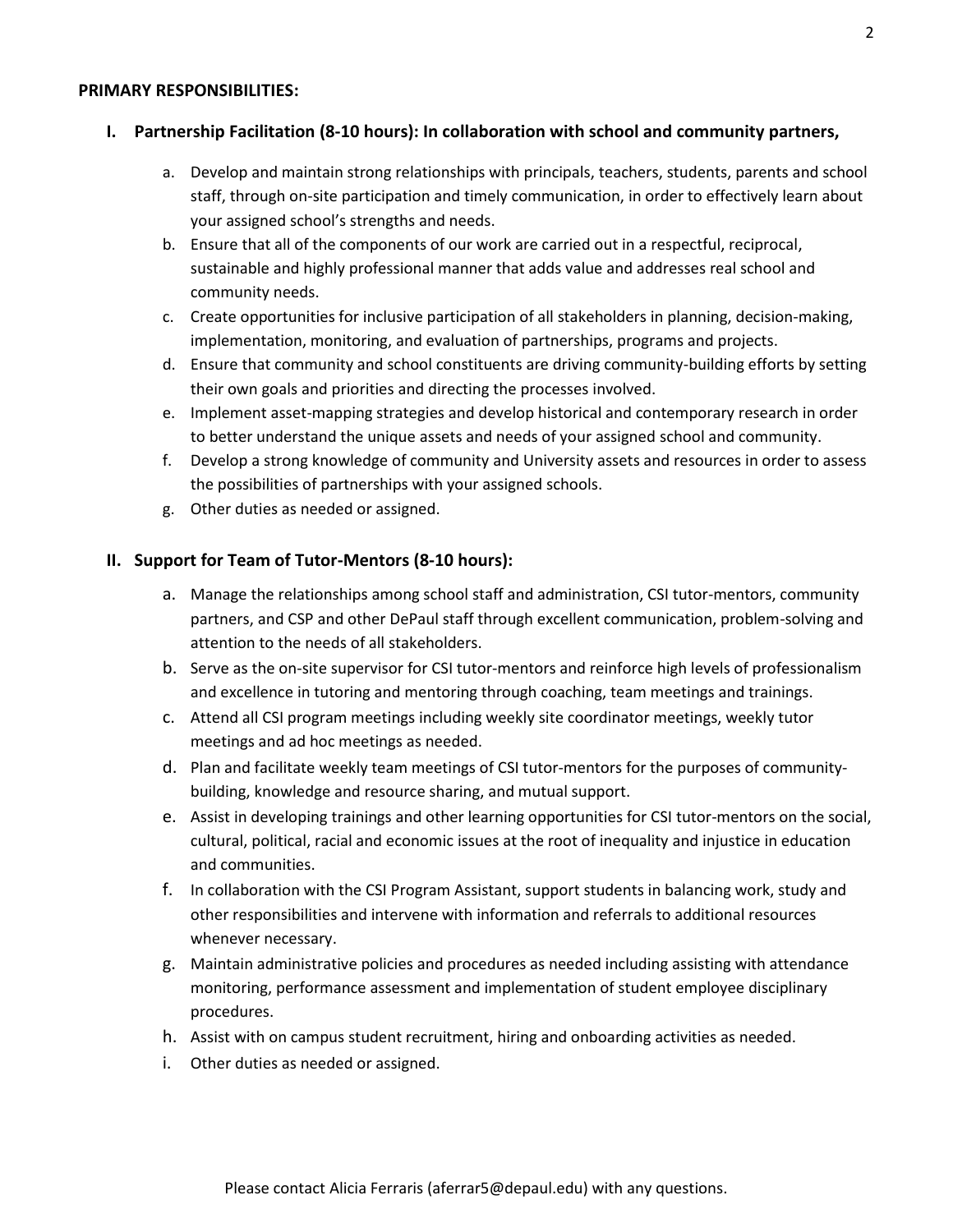**PRIMARY RESPONSIBILITIES:**

## I. Partnership Facilitation (8-10 hours): In collaboration with school and community partners,

a. Develop and maintain strong relationships with principals, teachers, students, parents and school staff, through on-site participation and timely communication, in order to effectively learn about your assigned school's strengths and needs.
b. Ensure that all of the components of our work are carried out in a respectful, reciprocal, sustainable and highly professional manner that adds value and addresses real school and community needs.
c. Create opportunities for inclusive participation of all stakeholders in planning, decision-making, implementation, monitoring, and evaluation of partnerships, programs and projects.
d. Ensure that community and school constituents are driving community-building efforts by setting their own goals and priorities and directing the processes involved.
e. Implement asset-mapping strategies and develop historical and contemporary research in order to better understand the unique assets and needs of your assigned school and community.
f. Develop a strong knowledge of community and University assets and resources in order to assess the possibilities of partnerships with your assigned schools.
g. Other duties as needed or assigned.

## II. Support for Team of Tutor-Mentors (8-10 hours):

a. Manage the relationships among school staff and administration, CSI tutor-mentors, community partners, and CSP and other DePaul staff through excellent communication, problem-solving and attention to the needs of all stakeholders.
b. Serve as the on-site supervisor for CSI tutor-mentors and reinforce high levels of professionalism and excellence in tutoring and mentoring through coaching, team meetings and trainings.
c. Attend all CSI program meetings including weekly site coordinator meetings, weekly tutor meetings and ad hoc meetings as needed.
d. Plan and facilitate weekly team meetings of CSI tutor-mentors for the purposes of community-building, knowledge and resource sharing, and mutual support.
e. Assist in developing trainings and other learning opportunities for CSI tutor-mentors on the social, cultural, political, racial and economic issues at the root of inequality and injustice in education and communities.
f. In collaboration with the CSI Program Assistant, support students in balancing work, study and other responsibilities and intervene with information and referrals to additional resources whenever necessary.
g. Maintain administrative policies and procedures as needed including assisting with attendance monitoring, performance assessment and implementation of student employee disciplinary procedures.
h. Assist with on campus student recruitment, hiring and onboarding activities as needed.
i. Other duties as needed or assigned.

Please contact Alicia Ferraris (aferrar5@depaul.edu) with any questions.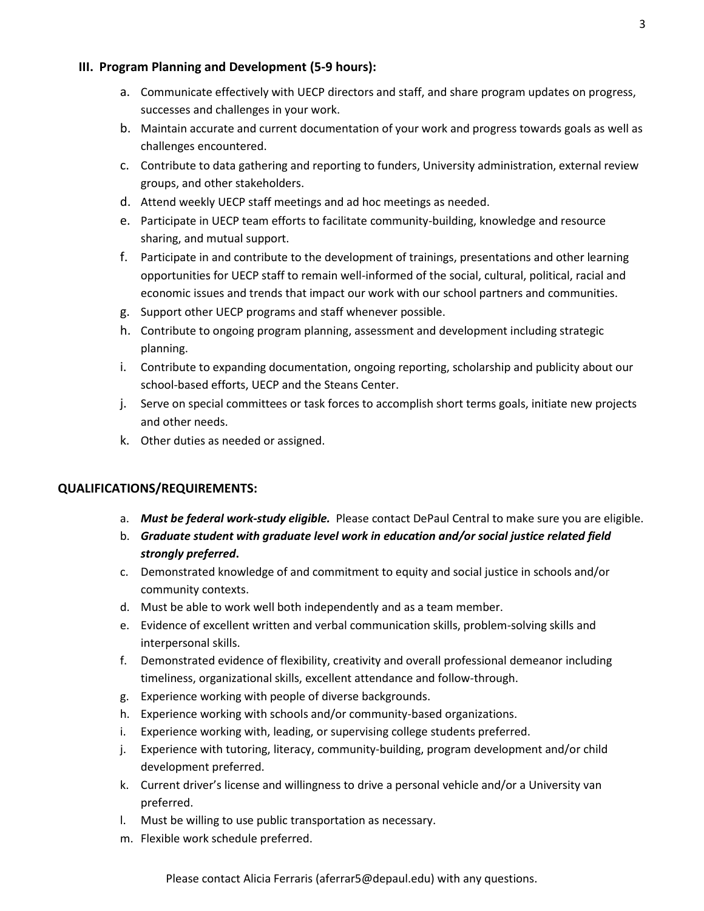### III. Program Planning and Development (5-9 hours):

a. Communicate effectively with UECP directors and staff, and share program updates on progress, successes and challenges in your work.
b. Maintain accurate and current documentation of your work and progress towards goals as well as challenges encountered.
c. Contribute to data gathering and reporting to funders, University administration, external review groups, and other stakeholders.
d. Attend weekly UECP staff meetings and ad hoc meetings as needed.
e. Participate in UECP team efforts to facilitate community-building, knowledge and resource sharing, and mutual support.
f. Participate in and contribute to the development of trainings, presentations and other learning opportunities for UECP staff to remain well-informed of the social, cultural, political, racial and economic issues and trends that impact our work with our school partners and communities.
g. Support other UECP programs and staff whenever possible.
h. Contribute to ongoing program planning, assessment and development including strategic planning.
i. Contribute to expanding documentation, ongoing reporting, scholarship and publicity about our school-based efforts, UECP and the Steans Center.
j. Serve on special committees or task forces to accomplish short terms goals, initiate new projects and other needs.
k. Other duties as needed or assigned.

## QUALIFICATIONS/REQUIREMENTS:

a. ***Must be federal work-study eligible.*** Please contact DePaul Central to make sure you are eligible.
b. ***Graduate student with graduate level work in education and/or social justice related field strongly preferred*.**
c. Demonstrated knowledge of and commitment to equity and social justice in schools and/or community contexts.
d. Must be able to work well both independently and as a team member.
e. Evidence of excellent written and verbal communication skills, problem-solving skills and interpersonal skills.
f. Demonstrated evidence of flexibility, creativity and overall professional demeanor including timeliness, organizational skills, excellent attendance and follow-through.
g. Experience working with people of diverse backgrounds.
h. Experience working with schools and/or community-based organizations.
i. Experience working with, leading, or supervising college students preferred.
j. Experience with tutoring, literacy, community-building, program development and/or child development preferred.
k. Current driver's license and willingness to drive a personal vehicle and/or a University van preferred.
l. Must be willing to use public transportation as necessary.
m. Flexible work schedule preferred.

Please contact Alicia Ferraris (aferrar5@depaul.edu) with any questions.